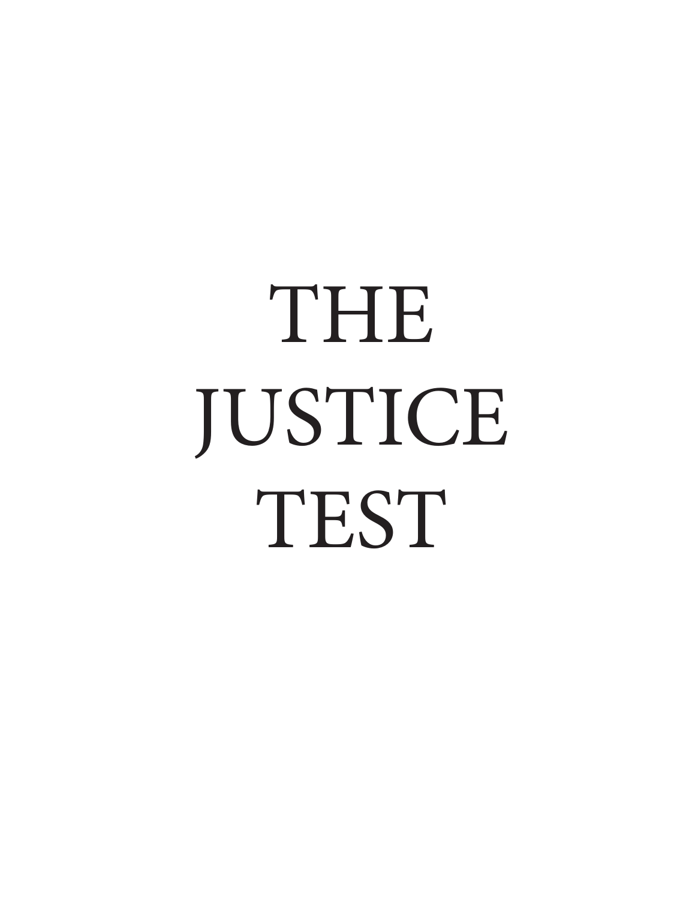# THE JUSTICE TEST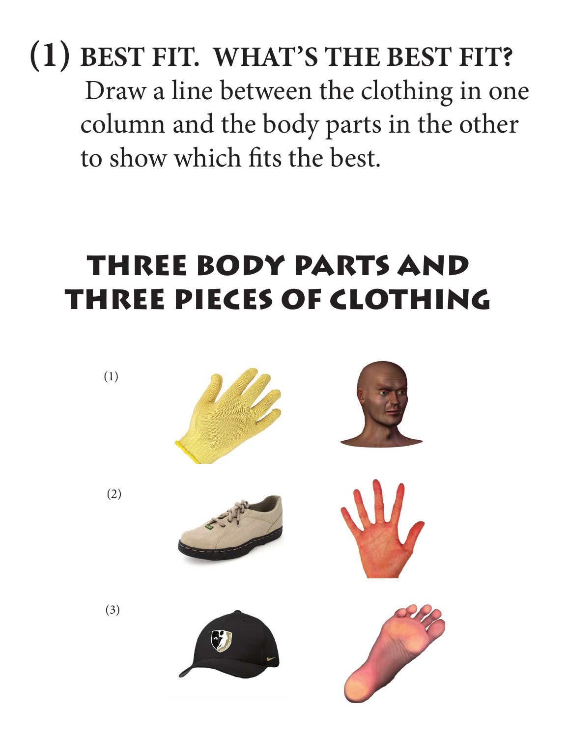# (1) BEST FIT. WHAT'S THE BEST FIT?

Draw a line between the clothing in one column and the body parts in the other to show which fits the best.

## THREE BODY PARTS AND THREE PIECES OF CLOTHING

(1)

(2)

(3)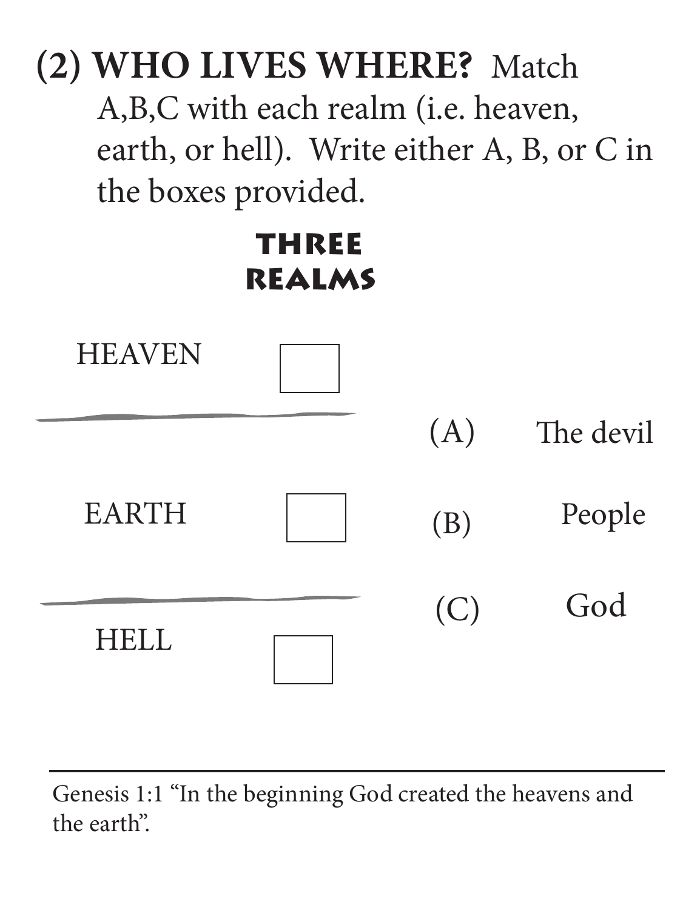## (2) WHO LIVES WHERE?

Match A,B,C with each realm (i.e. heaven, earth, or hell). Write either A, B, or C in the boxes provided.

**THREE REALMS**

| Realm | Box | | Option |
|---|---|---|---|
| HEAVEN | ☐ | (A) | The devil |
| EARTH | ☐ | (B) | People |
| HELL | ☐ | (C) | God |

---

Genesis 1:1 "In the beginning God created the heavens and the earth".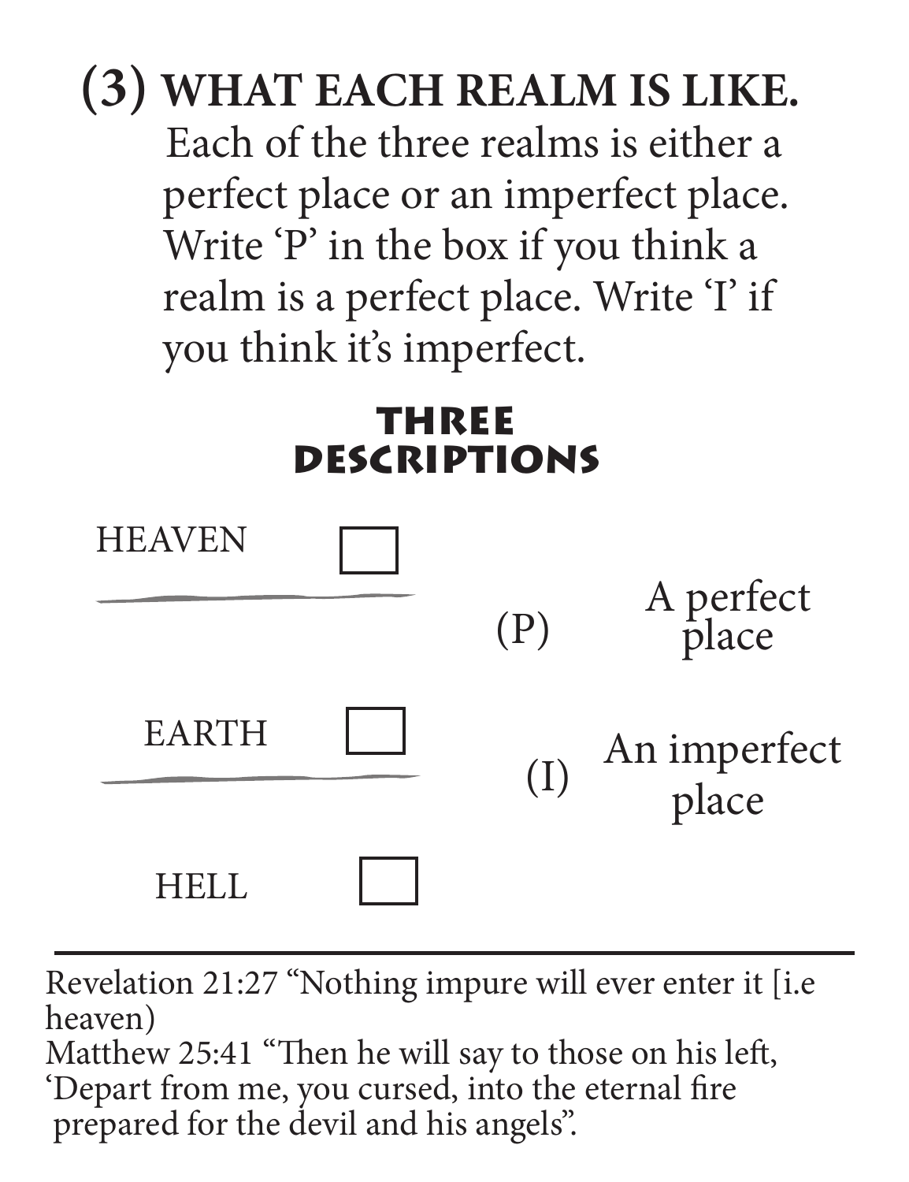## (3) WHAT EACH REALM IS LIKE.

Each of the three realms is either a perfect place or an imperfect place. Write 'P' in the box if you think a realm is a perfect place. Write 'I' if you think it's imperfect.

### THREE DESCRIPTIONS

| Realm | Box | | Description |
|---|---|---|---|
| HEAVEN | ☐ | (P) | A perfect place |
| EARTH | ☐ | (I) | An imperfect place |
| HELL | ☐ | | |

---

Revelation 21:27 "Nothing impure will ever enter it [i.e heaven)

Matthew 25:41 "Then he will say to those on his left, 'Depart from me, you cursed, into the eternal fire prepared for the devil and his angels".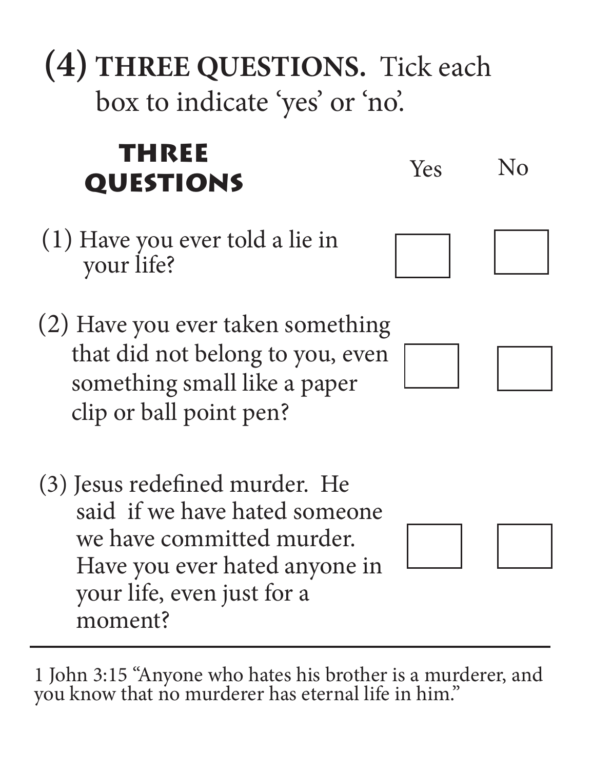# (4) **THREE QUESTIONS.** Tick each box to indicate 'yes' or 'no'.

| **THREE QUESTIONS** | Yes | No |
|---|---|---|
| (1) Have you ever told a lie in your life? | ☐ | ☐ |
| (2) Have you ever taken something that did not belong to you, even something small like a paper clip or ball point pen? | ☐ | ☐ |
| (3) Jesus redefined murder. He said if we have hated someone we have committed murder. Have you ever hated anyone in your life, even just for a moment? | ☐ | ☐ |

---

1 John 3:15 "Anyone who hates his brother is a murderer, and you know that no murderer has eternal life in him."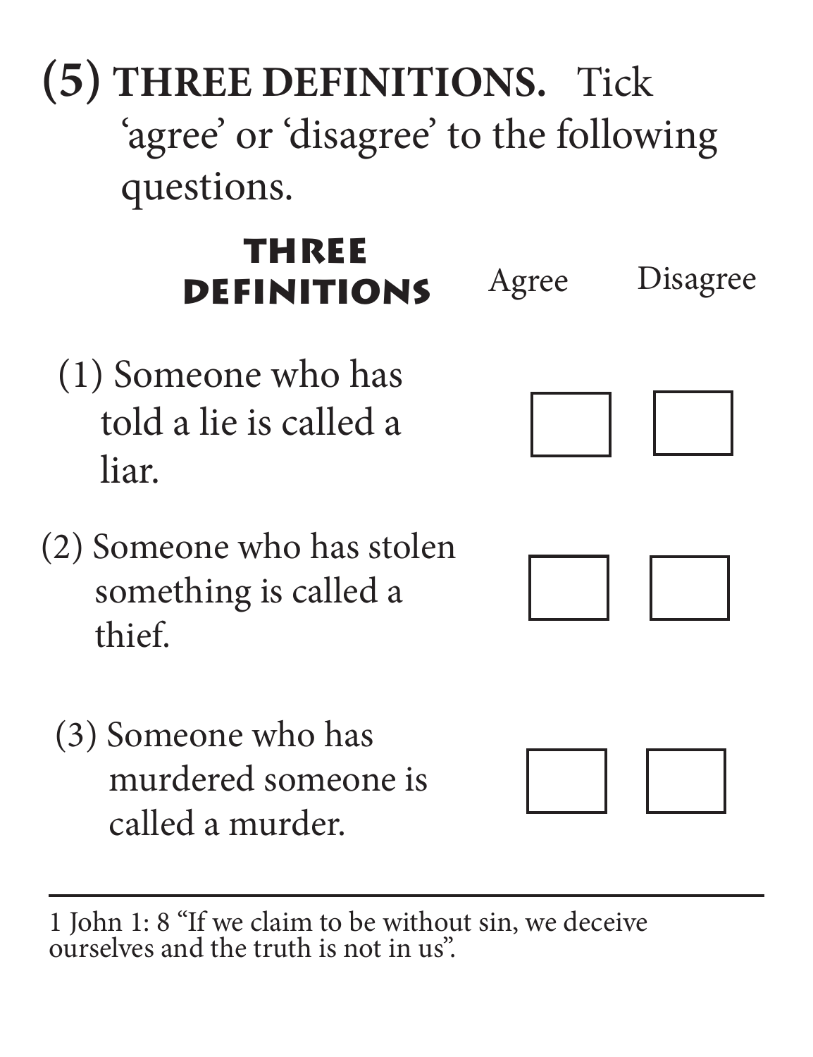## (5) THREE DEFINITIONS. Tick 'agree' or 'disagree' to the following questions.

| THREE DEFINITIONS | Agree | Disagree |
|---|---|---|
| (1) Someone who has told a lie is called a liar. | ☐ | ☐ |
| (2) Someone who has stolen something is called a thief. | ☐ | ☐ |
| (3) Someone who has murdered someone is called a murder. | ☐ | ☐ |

---

1 John 1: 8 "If we claim to be without sin, we deceive ourselves and the truth is not in us".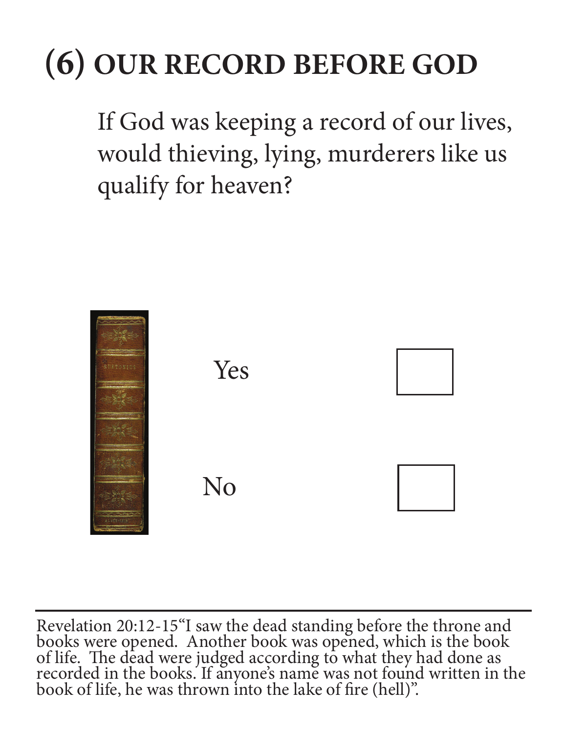# (6) OUR RECORD BEFORE GOD

If God was keeping a record of our lives, would thieving, lying, murderers like us qualify for heaven?

Yes ☐

No ☐

---

Revelation 20:12-15"I saw the dead standing before the throne and books were opened. Another book was opened, which is the book of life. The dead were judged according to what they had done as recorded in the books. If anyone's name was not found written in the book of life, he was thrown into the lake of fire (hell)".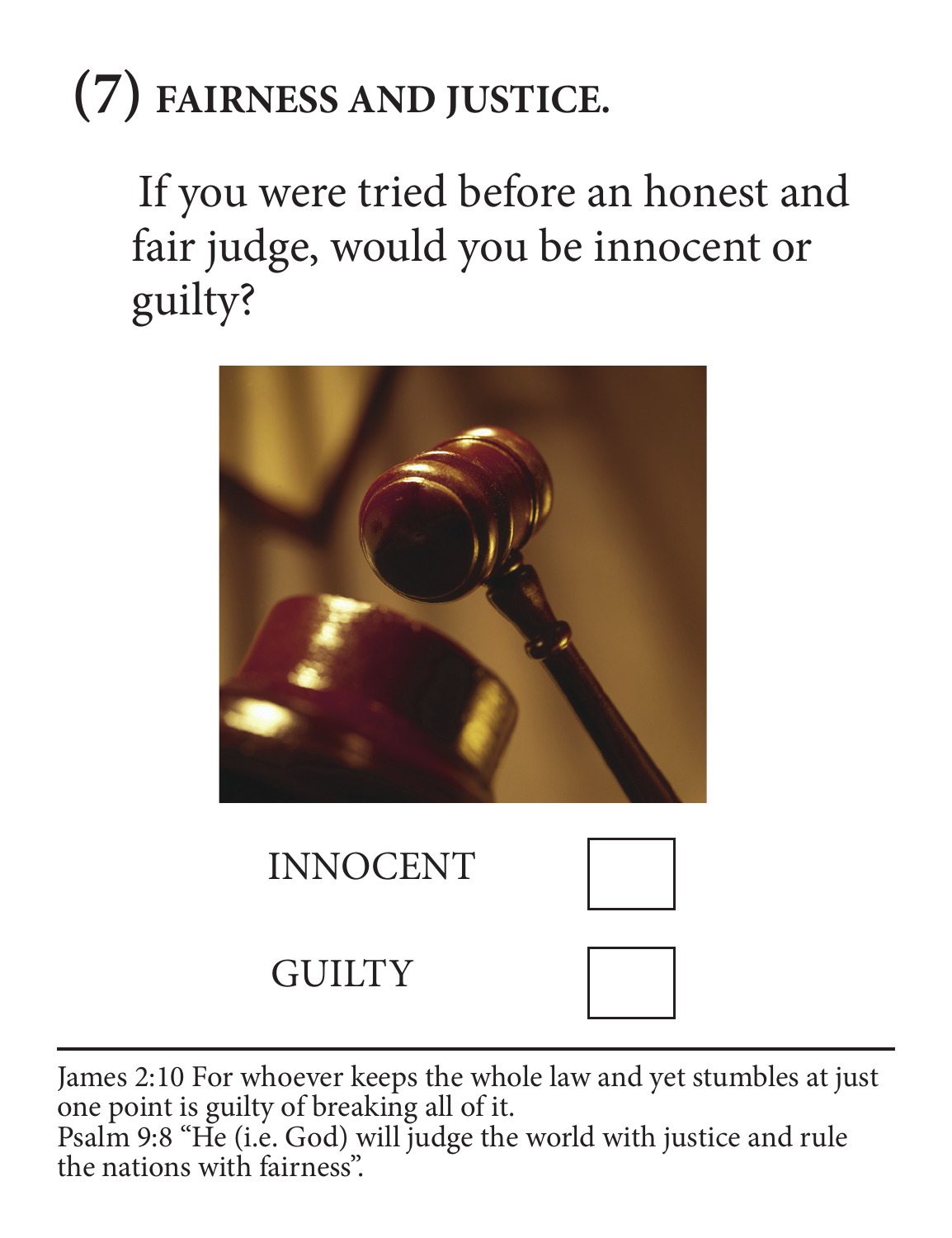# (7) FAIRNESS AND JUSTICE.

If you were tried before an honest and fair judge, would you be innocent or guilty?

INNOCENT ☐

GUILTY ☐

---

James 2:10 For whoever keeps the whole law and yet stumbles at just one point is guilty of breaking all of it.
Psalm 9:8 "He (i.e. God) will judge the world with justice and rule the nations with fairness".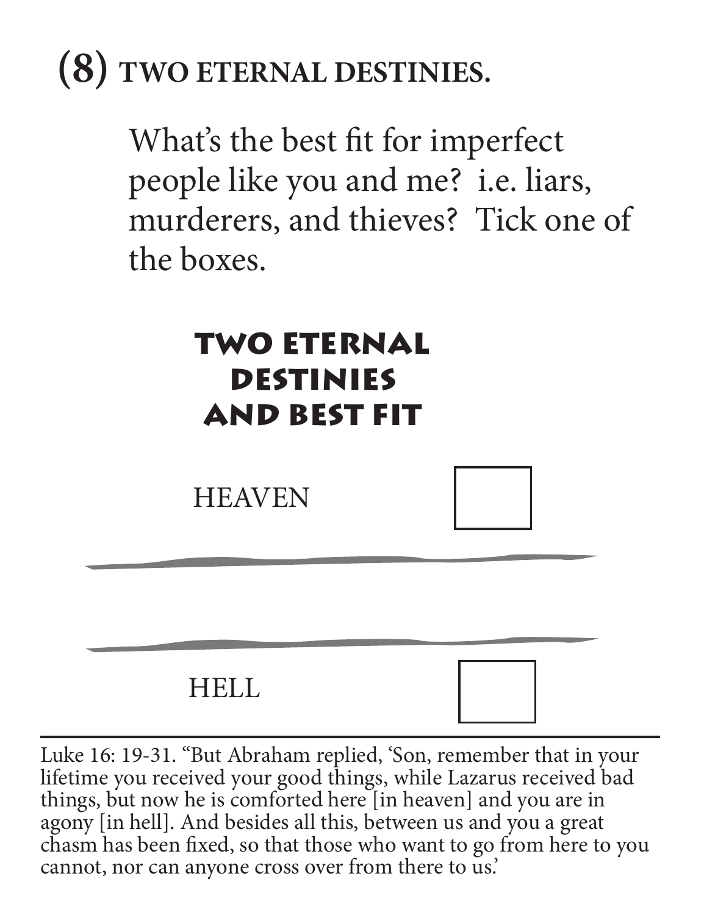# (8) TWO ETERNAL DESTINIES.

What's the best fit for imperfect people like you and me? i.e. liars, murderers, and thieves? Tick one of the boxes.

## TWO ETERNAL DESTINIES AND BEST FIT

HEAVEN ☐

---

---

HELL ☐

---

Luke 16: 19-31. "But Abraham replied, 'Son, remember that in your lifetime you received your good things, while Lazarus received bad things, but now he is comforted here [in heaven] and you are in agony [in hell]. And besides all this, between us and you a great chasm has been fixed, so that those who want to go from here to you cannot, nor can anyone cross over from there to us.'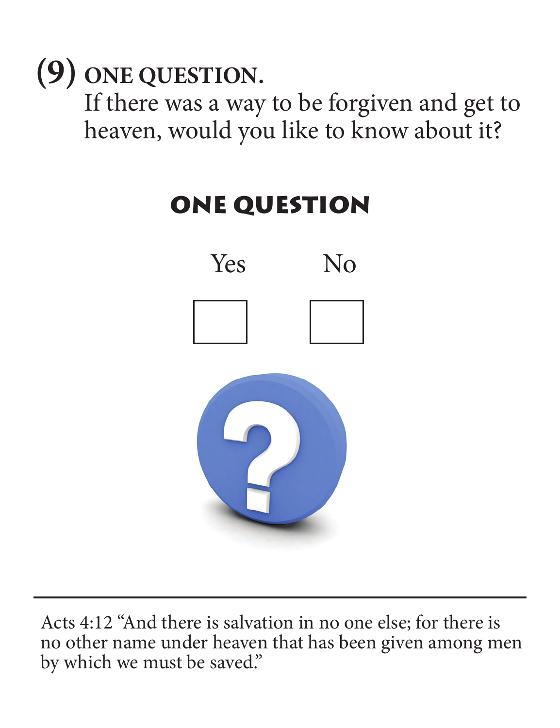## (9) ONE QUESTION.

If there was a way to be forgiven and get to heaven, would you like to know about it?

### ONE QUESTION

Yes ☐ No ☐

---

Acts 4:12 "And there is salvation in no one else; for there is no other name under heaven that has been given among men by which we must be saved."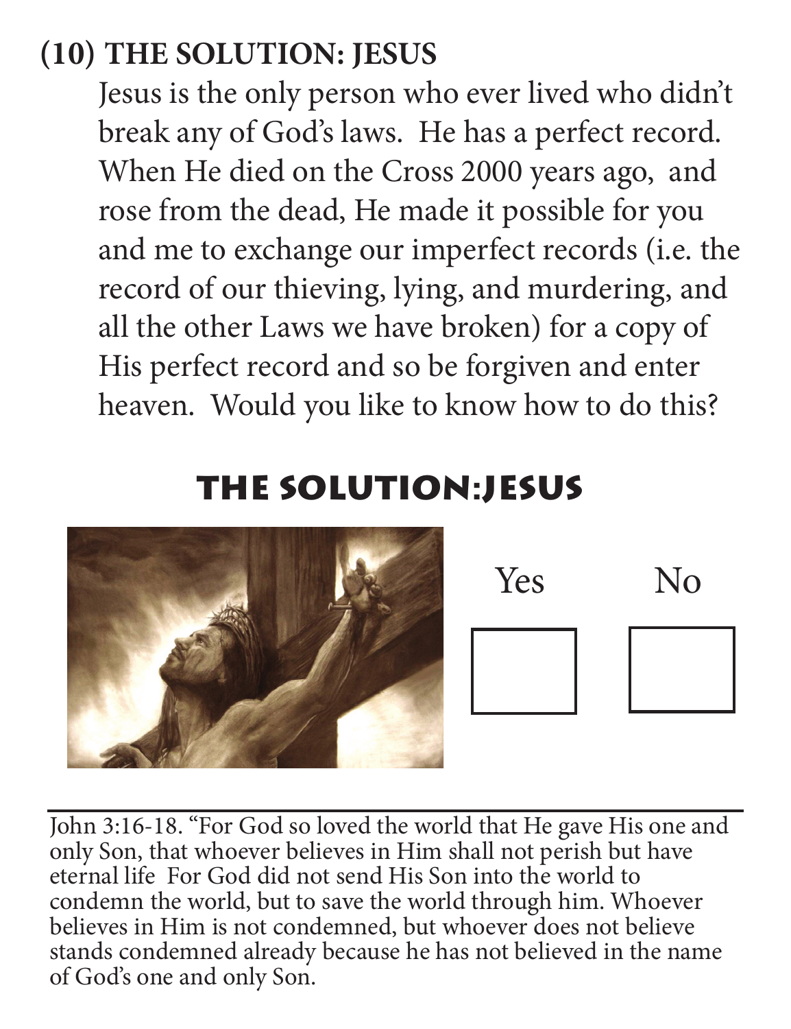## (10) THE SOLUTION: JESUS

Jesus is the only person who ever lived who didn't break any of God's laws. He has a perfect record. When He died on the Cross 2000 years ago, and rose from the dead, He made it possible for you and me to exchange our imperfect records (i.e. the record of our thieving, lying, and murdering, and all the other Laws we have broken) for a copy of His perfect record and so be forgiven and enter heaven. Would you like to know how to do this?

## THE SOLUTION:JESUS

Yes ☐ No ☐

---

John 3:16-18. "For God so loved the world that He gave His one and only Son, that whoever believes in Him shall not perish but have eternal life For God did not send His Son into the world to condemn the world, but to save the world through him. Whoever believes in Him is not condemned, but whoever does not believe stands condemned already because he has not believed in the name of God's one and only Son.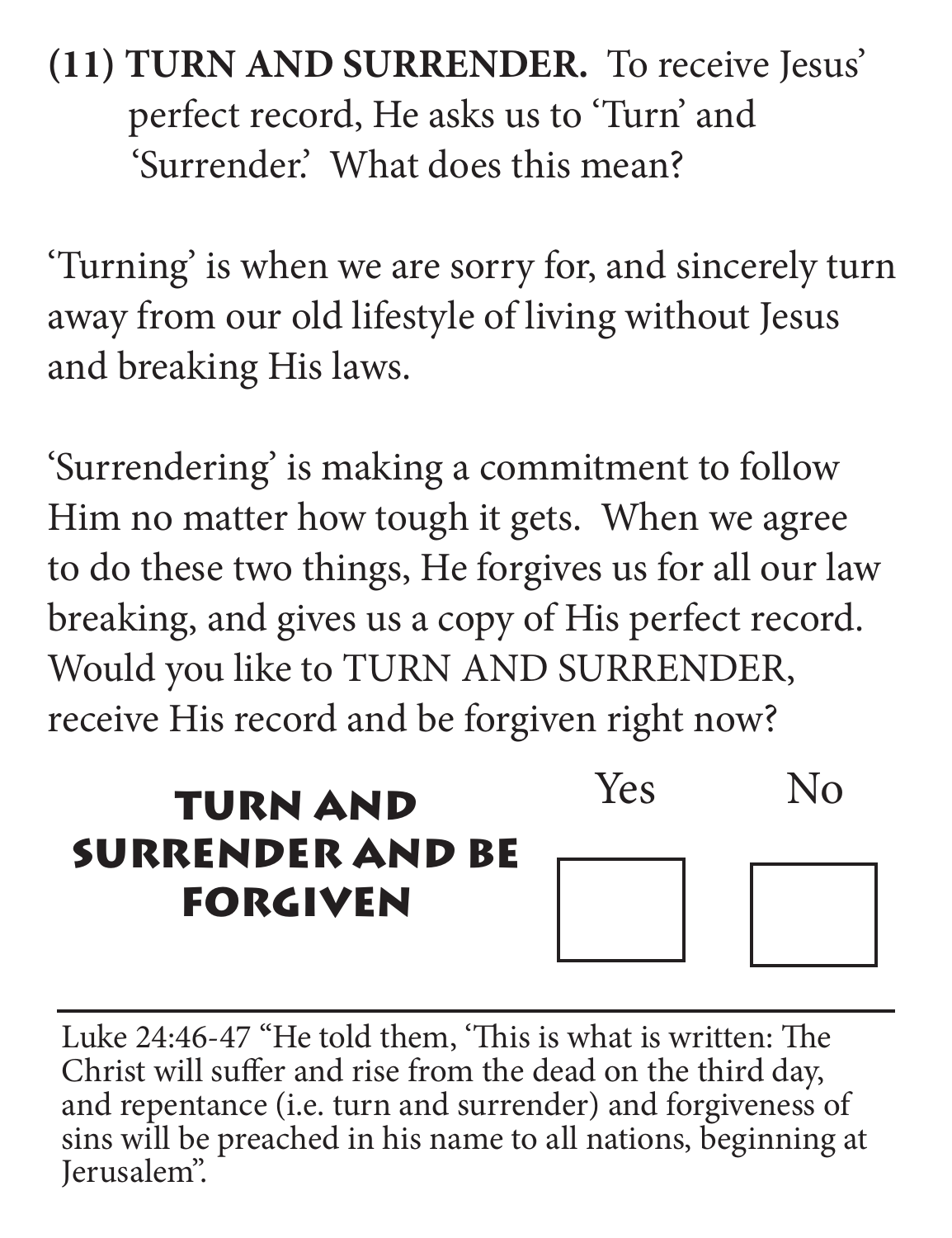**(11) TURN AND SURRENDER.** To receive Jesus' perfect record, He asks us to 'Turn' and 'Surrender.' What does this mean?

'Turning' is when we are sorry for, and sincerely turn away from our old lifestyle of living without Jesus and breaking His laws.

'Surrendering' is making a commitment to follow Him no matter how tough it gets. When we agree to do these two things, He forgives us for all our law breaking, and gives us a copy of His perfect record. Would you like to TURN AND SURRENDER, receive His record and be forgiven right now?

| | Yes | No |
|---|---|---|
| **TURN AND SURRENDER AND BE FORGIVEN** | ☐ | ☐ |

---

Luke 24:46-47 "He told them, 'This is what is written: The Christ will suffer and rise from the dead on the third day, and repentance (i.e. turn and surrender) and forgiveness of sins will be preached in his name to all nations, beginning at Jerusalem".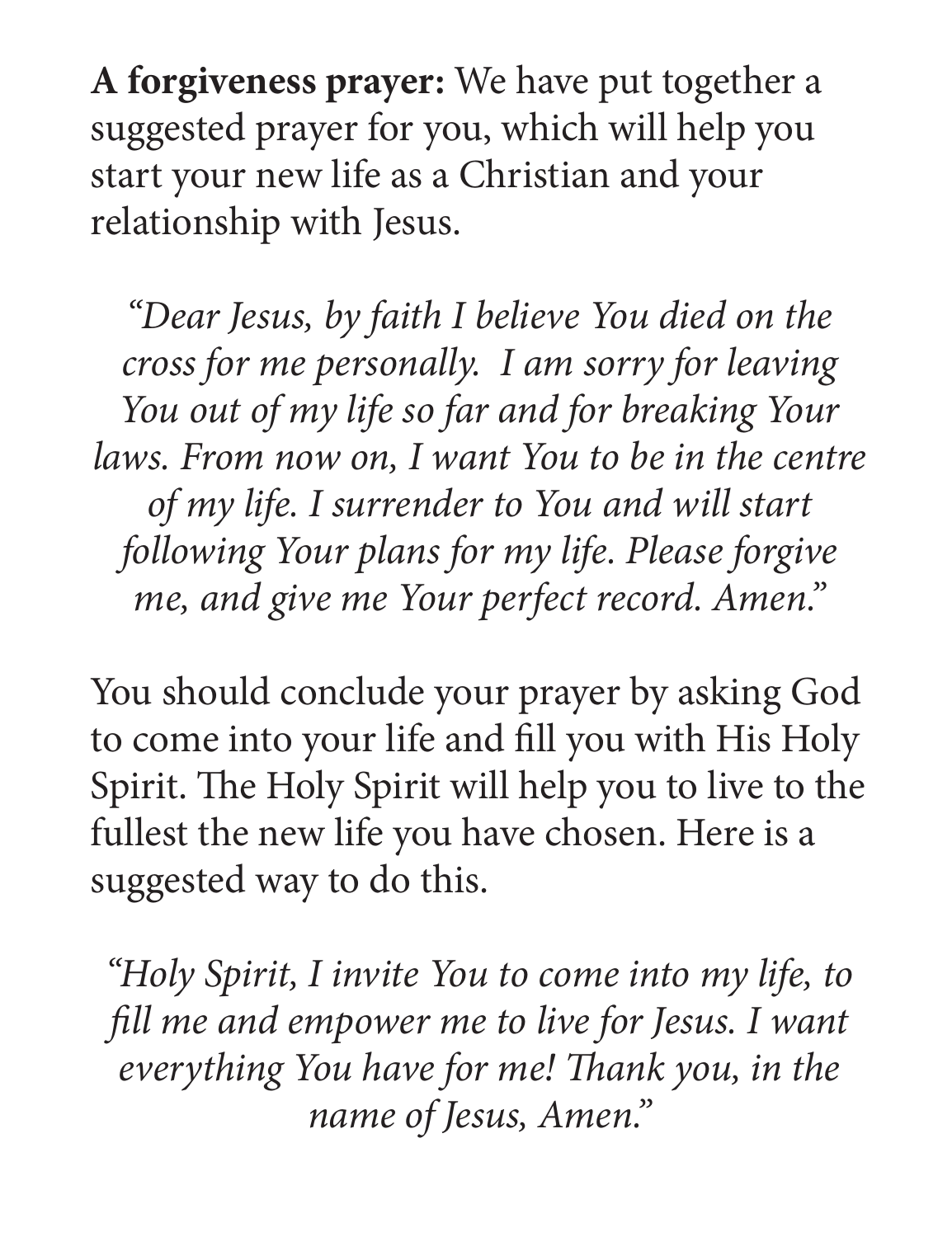**A forgiveness prayer:** We have put together a suggested prayer for you, which will help you start your new life as a Christian and your relationship with Jesus.

*"Dear Jesus, by faith I believe You died on the cross for me personally. I am sorry for leaving You out of my life so far and for breaking Your laws. From now on, I want You to be in the centre of my life. I surrender to You and will start following Your plans for my life. Please forgive me, and give me Your perfect record. Amen."*

You should conclude your prayer by asking God to come into your life and fill you with His Holy Spirit. The Holy Spirit will help you to live to the fullest the new life you have chosen. Here is a suggested way to do this.

*"Holy Spirit, I invite You to come into my life, to fill me and empower me to live for Jesus. I want everything You have for me! Thank you, in the name of Jesus, Amen."*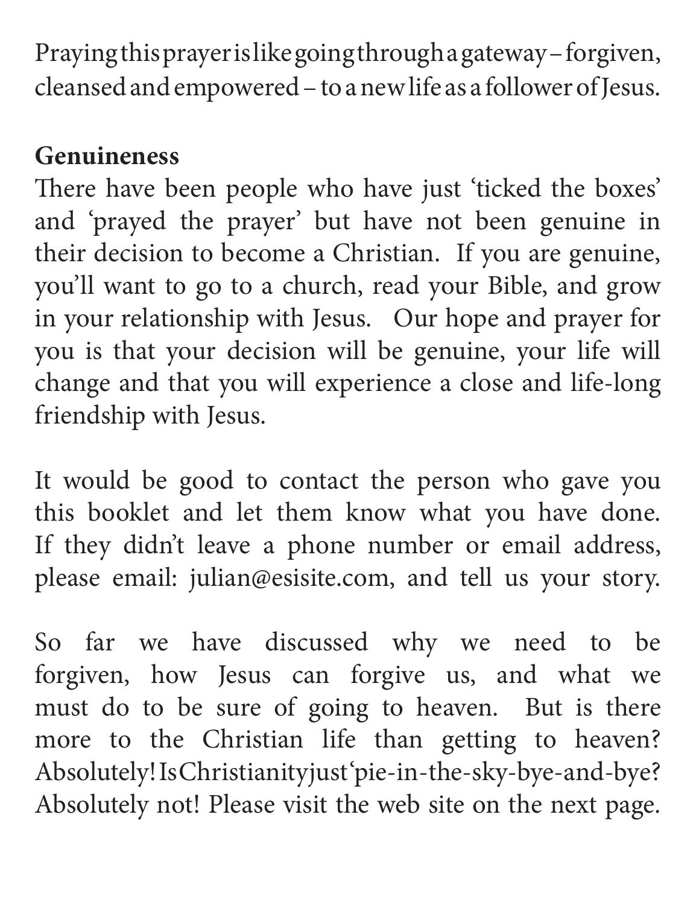Praying this prayer is like going through a gateway – forgiven, cleansed and empowered – to a new life as a follower of Jesus.

**Genuineness**

There have been people who have just 'ticked the boxes' and 'prayed the prayer' but have not been genuine in their decision to become a Christian. If you are genuine, you'll want to go to a church, read your Bible, and grow in your relationship with Jesus. Our hope and prayer for you is that your decision will be genuine, your life will change and that you will experience a close and life-long friendship with Jesus.

It would be good to contact the person who gave you this booklet and let them know what you have done. If they didn't leave a phone number or email address, please email: julian@esisite.com, and tell us your story.

So far we have discussed why we need to be forgiven, how Jesus can forgive us, and what we must do to be sure of going to heaven. But is there more to the Christian life than getting to heaven? Absolutely! Is Christianity just 'pie-in-the-sky-bye-and-bye? Absolutely not! Please visit the web site on the next page.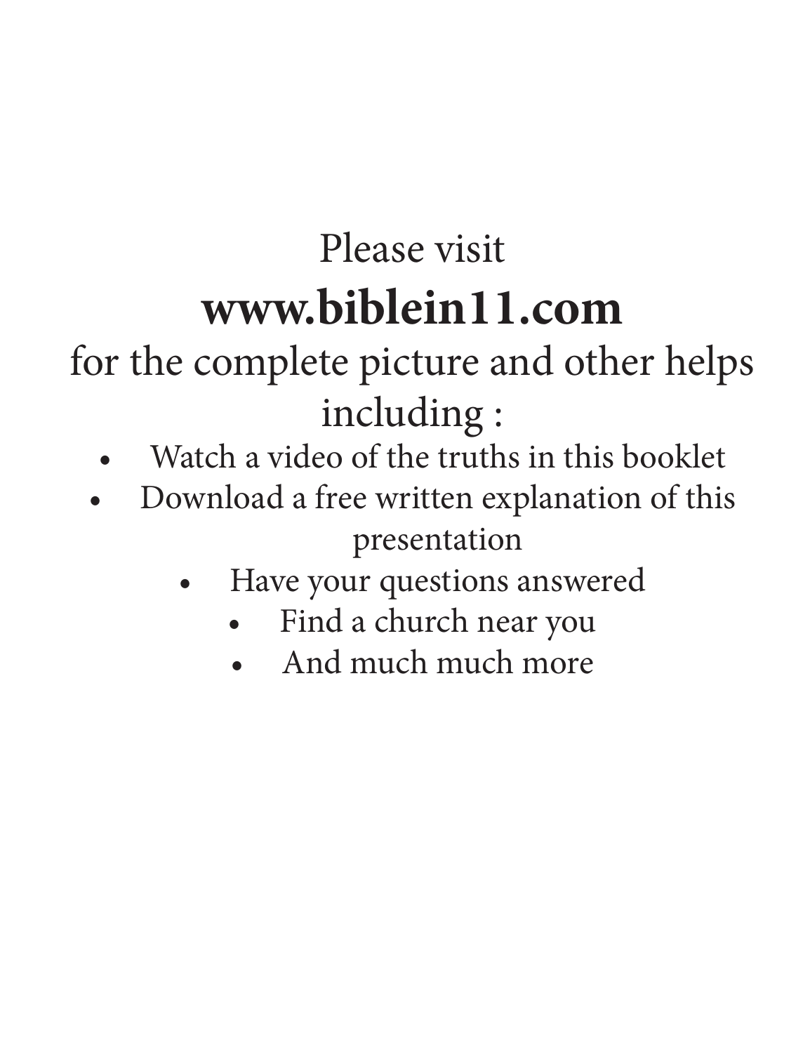Please visit

**www.biblein11.com**

for the complete picture and other helps including :

- Watch a video of the truths in this booklet
- Download a free written explanation of this presentation
- Have your questions answered
- Find a church near you
- And much much more